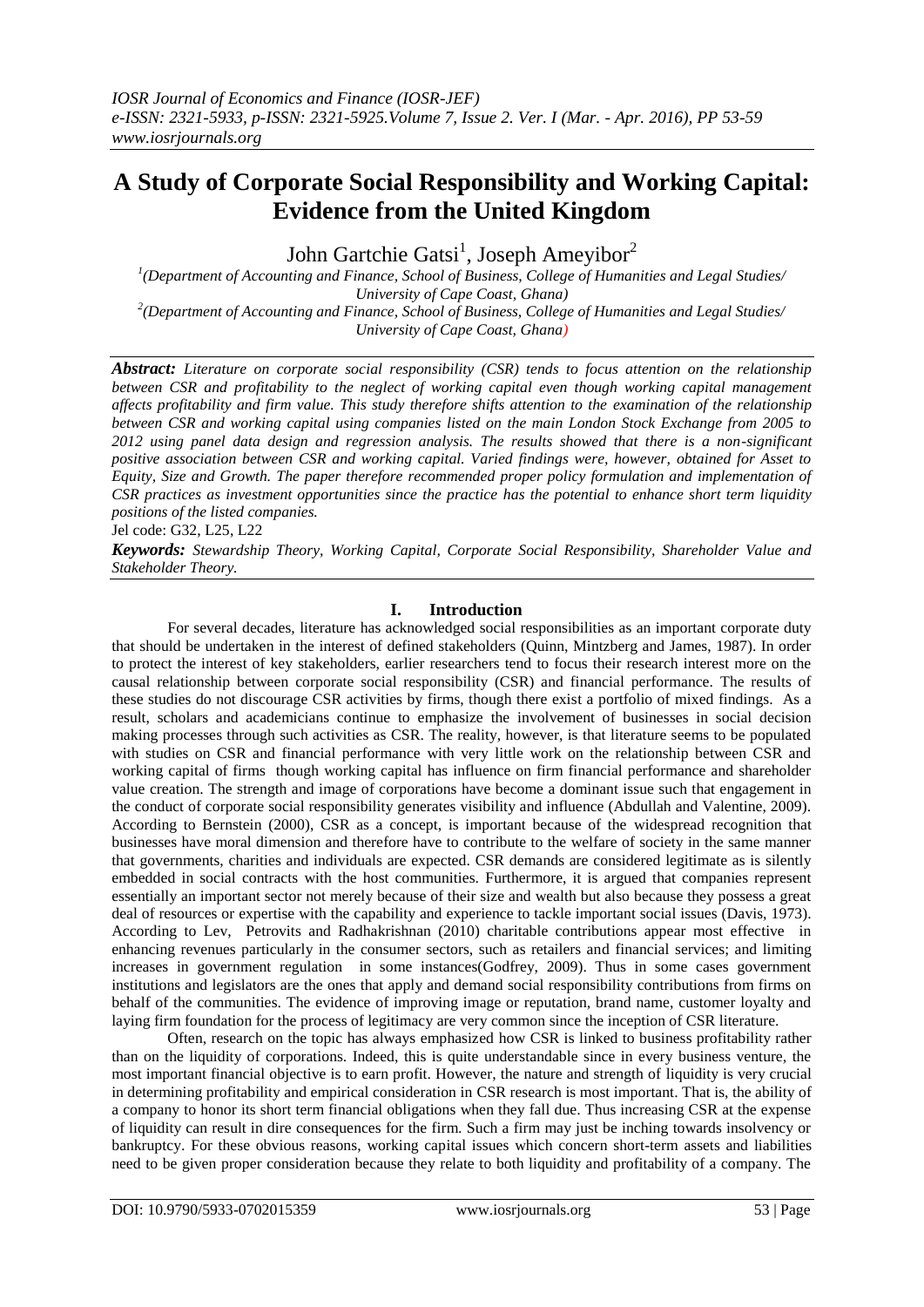# A Study of Corporate Social Responsibility and Working Capital: Evidence from the United Kingdom

John Gartchie Gatsi[1], Joseph Ameyibor[2]

[1](Department of Accounting and Finance, School of Business, College of Humanities and Legal Studies/ University of Cape Coast, Ghana)

[2](Department of Accounting and Finance, School of Business, College of Humanities and Legal Studies/ University of Cape Coast, Ghana)

***Abstract:*** *Literature on corporate social responsibility (CSR) tends to focus attention on the relationship between CSR and profitability to the neglect of working capital even though working capital management affects profitability and firm value. This study therefore shifts attention to the examination of the relationship between CSR and working capital using companies listed on the main London Stock Exchange from 2005 to 2012 using panel data design and regression analysis. The results showed that there is a non-significant positive association between CSR and working capital. Varied findings were, however, obtained for Asset to Equity, Size and Growth. The paper therefore recommended proper policy formulation and implementation of CSR practices as investment opportunities since the practice has the potential to enhance short term liquidity positions of the listed companies.*

Jel code: G32, L25, L22

***Keywords:*** *Stewardship Theory, Working Capital, Corporate Social Responsibility, Shareholder Value and Stakeholder Theory.*

## I. Introduction

For several decades, literature has acknowledged social responsibilities as an important corporate duty that should be undertaken in the interest of defined stakeholders (Quinn, Mintzberg and James, 1987). In order to protect the interest of key stakeholders, earlier researchers tend to focus their research interest more on the causal relationship between corporate social responsibility (CSR) and financial performance. The results of these studies do not discourage CSR activities by firms, though there exist a portfolio of mixed findings. As a result, scholars and academicians continue to emphasize the involvement of businesses in social decision making processes through such activities as CSR. The reality, however, is that literature seems to be populated with studies on CSR and financial performance with very little work on the relationship between CSR and working capital of firms though working capital has influence on firm financial performance and shareholder value creation. The strength and image of corporations have become a dominant issue such that engagement in the conduct of corporate social responsibility generates visibility and influence (Abdullah and Valentine, 2009). According to Bernstein (2000), CSR as a concept, is important because of the widespread recognition that businesses have moral dimension and therefore have to contribute to the welfare of society in the same manner that governments, charities and individuals are expected. CSR demands are considered legitimate as is silently embedded in social contracts with the host communities. Furthermore, it is argued that companies represent essentially an important sector not merely because of their size and wealth but also because they possess a great deal of resources or expertise with the capability and experience to tackle important social issues (Davis, 1973). According to Lev, Petrovits and Radhakrishnan (2010) charitable contributions appear most effective in enhancing revenues particularly in the consumer sectors, such as retailers and financial services; and limiting increases in government regulation in some instances(Godfrey, 2009). Thus in some cases government institutions and legislators are the ones that apply and demand social responsibility contributions from firms on behalf of the communities. The evidence of improving image or reputation, brand name, customer loyalty and laying firm foundation for the process of legitimacy are very common since the inception of CSR literature.

Often, research on the topic has always emphasized how CSR is linked to business profitability rather than on the liquidity of corporations. Indeed, this is quite understandable since in every business venture, the most important financial objective is to earn profit. However, the nature and strength of liquidity is very crucial in determining profitability and empirical consideration in CSR research is most important. That is, the ability of a company to honor its short term financial obligations when they fall due. Thus increasing CSR at the expense of liquidity can result in dire consequences for the firm. Such a firm may just be inching towards insolvency or bankruptcy. For these obvious reasons, working capital issues which concern short-term assets and liabilities need to be given proper consideration because they relate to both liquidity and profitability of a company. The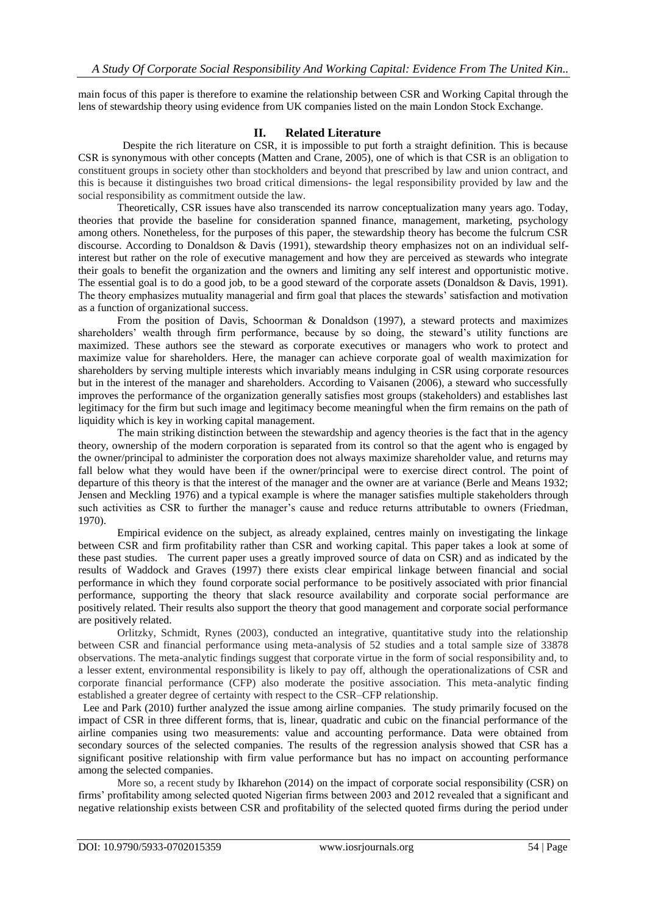main focus of this paper is therefore to examine the relationship between CSR and Working Capital through the lens of stewardship theory using evidence from UK companies listed on the main London Stock Exchange.

## II. Related Literature

Despite the rich literature on CSR, it is impossible to put forth a straight definition. This is because CSR is synonymous with other concepts (Matten and Crane, 2005), one of which is that CSR is an obligation to constituent groups in society other than stockholders and beyond that prescribed by law and union contract, and this is because it distinguishes two broad critical dimensions- the legal responsibility provided by law and the social responsibility as commitment outside the law.

Theoretically, CSR issues have also transcended its narrow conceptualization many years ago. Today, theories that provide the baseline for consideration spanned finance, management, marketing, psychology among others. Nonetheless, for the purposes of this paper, the stewardship theory has become the fulcrum CSR discourse. According to Donaldson & Davis (1991), stewardship theory emphasizes not on an individual self-interest but rather on the role of executive management and how they are perceived as stewards who integrate their goals to benefit the organization and the owners and limiting any self interest and opportunistic motive. The essential goal is to do a good job, to be a good steward of the corporate assets (Donaldson & Davis, 1991). The theory emphasizes mutuality managerial and firm goal that places the stewards' satisfaction and motivation as a function of organizational success.

From the position of Davis, Schoorman & Donaldson (1997), a steward protects and maximizes shareholders' wealth through firm performance, because by so doing, the steward's utility functions are maximized. These authors see the steward as corporate executives or managers who work to protect and maximize value for shareholders. Here, the manager can achieve corporate goal of wealth maximization for shareholders by serving multiple interests which invariably means indulging in CSR using corporate resources but in the interest of the manager and shareholders. According to Vaisanen (2006), a steward who successfully improves the performance of the organization generally satisfies most groups (stakeholders) and establishes last legitimacy for the firm but such image and legitimacy become meaningful when the firm remains on the path of liquidity which is key in working capital management.

The main striking distinction between the stewardship and agency theories is the fact that in the agency theory, ownership of the modern corporation is separated from its control so that the agent who is engaged by the owner/principal to administer the corporation does not always maximize shareholder value, and returns may fall below what they would have been if the owner/principal were to exercise direct control. The point of departure of this theory is that the interest of the manager and the owner are at variance (Berle and Means 1932; Jensen and Meckling 1976) and a typical example is where the manager satisfies multiple stakeholders through such activities as CSR to further the manager's cause and reduce returns attributable to owners (Friedman, 1970).

Empirical evidence on the subject, as already explained, centres mainly on investigating the linkage between CSR and firm profitability rather than CSR and working capital. This paper takes a look at some of these past studies. The current paper uses a greatly improved source of data on CSR) and as indicated by the results of Waddock and Graves (1997) there exists clear empirical linkage between financial and social performance in which they found corporate social performance to be positively associated with prior financial performance, supporting the theory that slack resource availability and corporate social performance are positively related. Their results also support the theory that good management and corporate social performance are positively related.

Orlitzky, Schmidt, Rynes (2003), conducted an integrative, quantitative study into the relationship between CSR and financial performance using meta-analysis of 52 studies and a total sample size of 33878 observations. The meta-analytic findings suggest that corporate virtue in the form of social responsibility and, to a lesser extent, environmental responsibility is likely to pay off, although the operationalizations of CSR and corporate financial performance (CFP) also moderate the positive association. This meta-analytic finding established a greater degree of certainty with respect to the CSR–CFP relationship.

Lee and Park (2010) further analyzed the issue among airline companies. The study primarily focused on the impact of CSR in three different forms, that is, linear, quadratic and cubic on the financial performance of the airline companies using two measurements: value and accounting performance. Data were obtained from secondary sources of the selected companies. The results of the regression analysis showed that CSR has a significant positive relationship with firm value performance but has no impact on accounting performance among the selected companies.

More so, a recent study by Ikharehon (2014) on the impact of corporate social responsibility (CSR) on firms' profitability among selected quoted Nigerian firms between 2003 and 2012 revealed that a significant and negative relationship exists between CSR and profitability of the selected quoted firms during the period under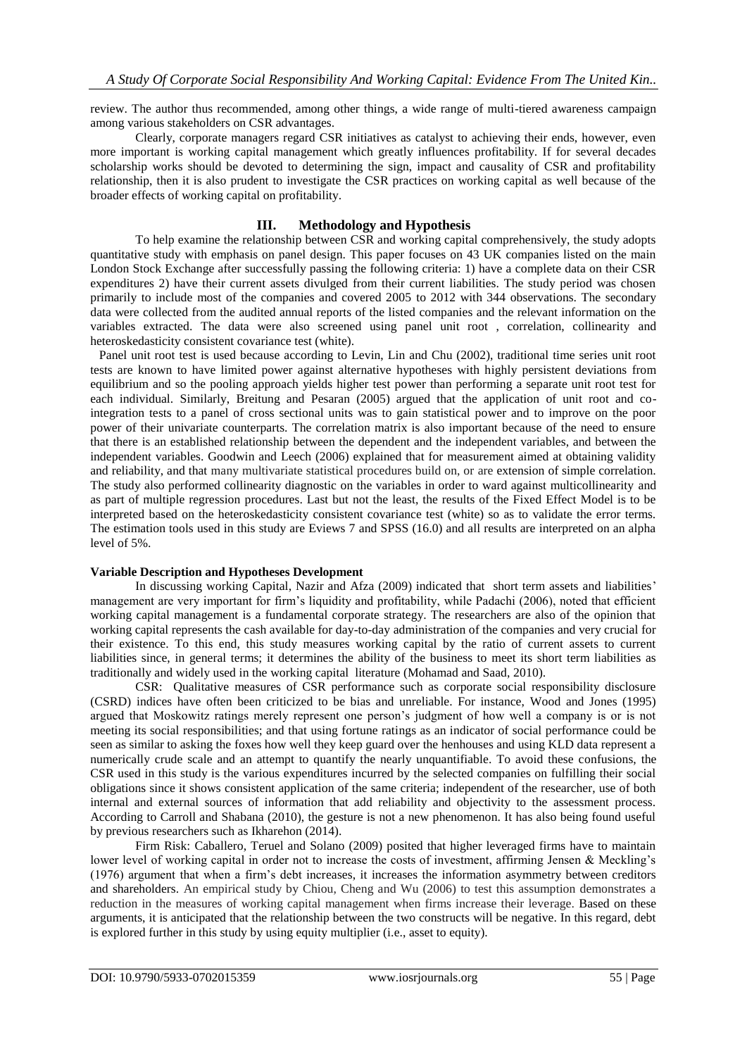review. The author thus recommended, among other things, a wide range of multi-tiered awareness campaign among various stakeholders on CSR advantages.

Clearly, corporate managers regard CSR initiatives as catalyst to achieving their ends, however, even more important is working capital management which greatly influences profitability. If for several decades scholarship works should be devoted to determining the sign, impact and causality of CSR and profitability relationship, then it is also prudent to investigate the CSR practices on working capital as well because of the broader effects of working capital on profitability.

## III. Methodology and Hypothesis

To help examine the relationship between CSR and working capital comprehensively, the study adopts quantitative study with emphasis on panel design. This paper focuses on 43 UK companies listed on the main London Stock Exchange after successfully passing the following criteria: 1) have a complete data on their CSR expenditures 2) have their current assets divulged from their current liabilities. The study period was chosen primarily to include most of the companies and covered 2005 to 2012 with 344 observations. The secondary data were collected from the audited annual reports of the listed companies and the relevant information on the variables extracted. The data were also screened using panel unit root , correlation, collinearity and heteroskedasticity consistent covariance test (white).

Panel unit root test is used because according to Levin, Lin and Chu (2002), traditional time series unit root tests are known to have limited power against alternative hypotheses with highly persistent deviations from equilibrium and so the pooling approach yields higher test power than performing a separate unit root test for each individual. Similarly, Breitung and Pesaran (2005) argued that the application of unit root and co-integration tests to a panel of cross sectional units was to gain statistical power and to improve on the poor power of their univariate counterparts. The correlation matrix is also important because of the need to ensure that there is an established relationship between the dependent and the independent variables, and between the independent variables. Goodwin and Leech (2006) explained that for measurement aimed at obtaining validity and reliability, and that many multivariate statistical procedures build on, or are extension of simple correlation. The study also performed collinearity diagnostic on the variables in order to ward against multicollinearity and as part of multiple regression procedures. Last but not the least, the results of the Fixed Effect Model is to be interpreted based on the heteroskedasticity consistent covariance test (white) so as to validate the error terms. The estimation tools used in this study are Eviews 7 and SPSS (16.0) and all results are interpreted on an alpha level of 5%.

**Variable Description and Hypotheses Development**

In discussing working Capital, Nazir and Afza (2009) indicated that short term assets and liabilities' management are very important for firm's liquidity and profitability, while Padachi (2006), noted that efficient working capital management is a fundamental corporate strategy. The researchers are also of the opinion that working capital represents the cash available for day-to-day administration of the companies and very crucial for their existence. To this end, this study measures working capital by the ratio of current assets to current liabilities since, in general terms; it determines the ability of the business to meet its short term liabilities as traditionally and widely used in the working capital literature (Mohamad and Saad, 2010).

CSR: Qualitative measures of CSR performance such as corporate social responsibility disclosure (CSRD) indices have often been criticized to be bias and unreliable. For instance, Wood and Jones (1995) argued that Moskowitz ratings merely represent one person's judgment of how well a company is or is not meeting its social responsibilities; and that using fortune ratings as an indicator of social performance could be seen as similar to asking the foxes how well they keep guard over the henhouses and using KLD data represent a numerically crude scale and an attempt to quantify the nearly unquantifiable. To avoid these confusions, the CSR used in this study is the various expenditures incurred by the selected companies on fulfilling their social obligations since it shows consistent application of the same criteria; independent of the researcher, use of both internal and external sources of information that add reliability and objectivity to the assessment process. According to Carroll and Shabana (2010), the gesture is not a new phenomenon. It has also being found useful by previous researchers such as Ikharehon (2014).

Firm Risk: Caballero, Teruel and Solano (2009) posited that higher leveraged firms have to maintain lower level of working capital in order not to increase the costs of investment, affirming Jensen & Meckling's (1976) argument that when a firm's debt increases, it increases the information asymmetry between creditors and shareholders. An empirical study by Chiou, Cheng and Wu (2006) to test this assumption demonstrates a reduction in the measures of working capital management when firms increase their leverage. Based on these arguments, it is anticipated that the relationship between the two constructs will be negative. In this regard, debt is explored further in this study by using equity multiplier (i.e., asset to equity).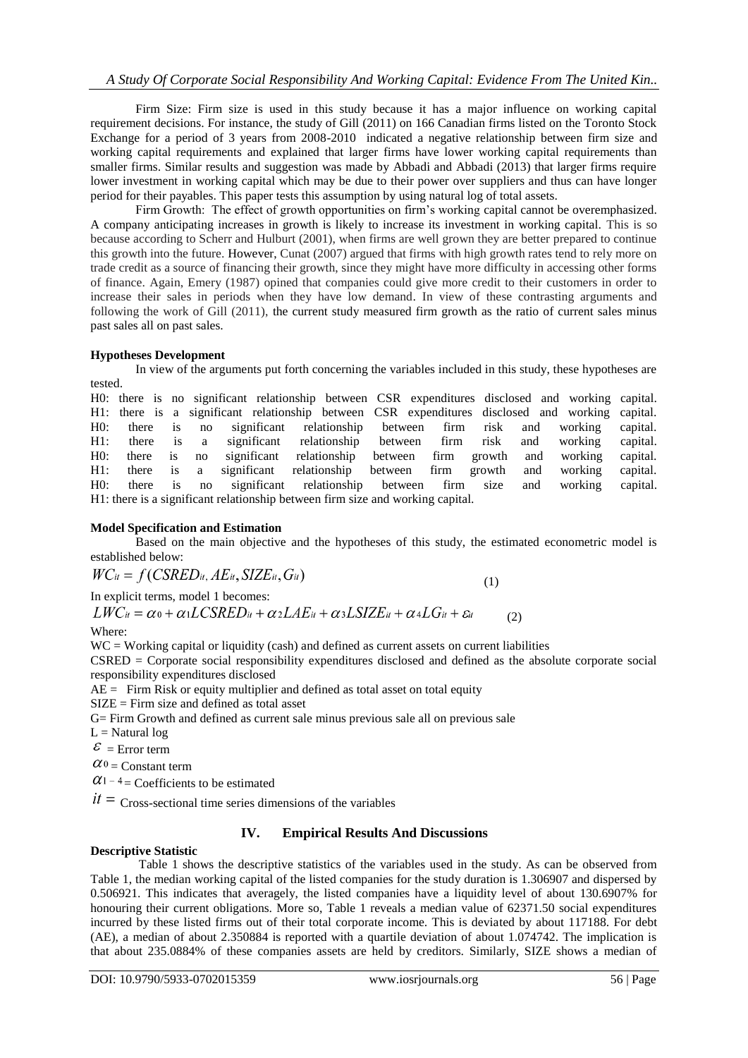Firm Size: Firm size is used in this study because it has a major influence on working capital requirement decisions. For instance, the study of Gill (2011) on 166 Canadian firms listed on the Toronto Stock Exchange for a period of 3 years from 2008-2010 indicated a negative relationship between firm size and working capital requirements and explained that larger firms have lower working capital requirements than smaller firms. Similar results and suggestion was made by Abbadi and Abbadi (2013) that larger firms require lower investment in working capital which may be due to their power over suppliers and thus can have longer period for their payables. This paper tests this assumption by using natural log of total assets.

Firm Growth: The effect of growth opportunities on firm's working capital cannot be overemphasized. A company anticipating increases in growth is likely to increase its investment in working capital. This is so because according to Scherr and Hulburt (2001), when firms are well grown they are better prepared to continue this growth into the future. However, Cunat (2007) argued that firms with high growth rates tend to rely more on trade credit as a source of financing their growth, since they might have more difficulty in accessing other forms of finance. Again, Emery (1987) opined that companies could give more credit to their customers in order to increase their sales in periods when they have low demand. In view of these contrasting arguments and following the work of Gill (2011), the current study measured firm growth as the ratio of current sales minus past sales all on past sales.

**Hypotheses Development**

In view of the arguments put forth concerning the variables included in this study, these hypotheses are tested.

H0: there is no significant relationship between CSR expenditures disclosed and working capital.
H1: there is a significant relationship between CSR expenditures disclosed and working capital.
H0: there is no significant relationship between firm risk and working capital.
H1: there is a significant relationship between firm risk and working capital.
H0: there is no significant relationship between firm growth and working capital.
H1: there is a significant relationship between firm growth and working capital.
H0: there is no significant relationship between firm size and working capital.
H1: there is a significant relationship between firm size and working capital.

**Model Specification and Estimation**

Based on the main objective and the hypotheses of this study, the estimated econometric model is established below:

$$WC_{it} = f(CSRED_{it}, AE_{it}, SIZE_{it}, G_{it}) \qquad (1)$$

In explicit terms, model 1 becomes:

$$LWC_{it} = \alpha_0 + \alpha_1 LCSRED_{it} + \alpha_2 LAE_{it} + \alpha_3 LSIZE_{it} + \alpha_4 LG_{it} + \varepsilon_{it} \qquad (2)$$

Where:

WC = Working capital or liquidity (cash) and defined as current assets on current liabilities
CSRED = Corporate social responsibility expenditures disclosed and defined as the absolute corporate social responsibility expenditures disclosed
AE = Firm Risk or equity multiplier and defined as total asset on total equity
SIZE = Firm size and defined as total asset
G= Firm Growth and defined as current sale minus previous sale all on previous sale
L = Natural log
$\varepsilon$ = Error term
$\alpha_0$ = Constant term
$\alpha_{1-4}$ = Coefficients to be estimated
$it$ = Cross-sectional time series dimensions of the variables

## IV. Empirical Results And Discussions

**Descriptive Statistic**

Table 1 shows the descriptive statistics of the variables used in the study. As can be observed from Table 1, the median working capital of the listed companies for the study duration is 1.306907 and dispersed by 0.506921. This indicates that averagely, the listed companies have a liquidity level of about 130.6907% for honouring their current obligations. More so, Table 1 reveals a median value of 62371.50 social expenditures incurred by these listed firms out of their total corporate income. This is deviated by about 117188. For debt (AE), a median of about 2.350884 is reported with a quartile deviation of about 1.074742. The implication is that about 235.0884% of these companies assets are held by creditors. Similarly, SIZE shows a median of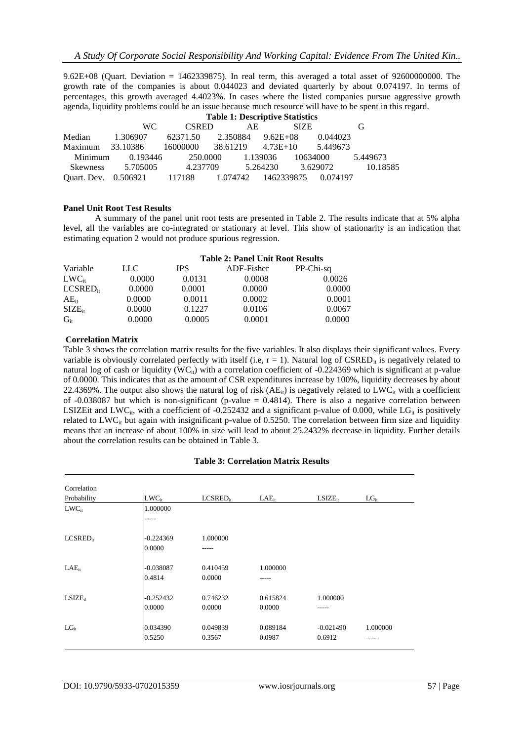9.62E+08 (Quart. Deviation = 1462339875). In real term, this averaged a total asset of 92600000000. The growth rate of the companies is about 0.044023 and deviated quarterly by about 0.074197. In terms of percentages, this growth averaged 4.4023%. In cases where the listed companies pursue aggressive growth agenda, liquidity problems could be an issue because much resource will have to be spent in this regard.

**Table 1: Descriptive Statistics**

| | WC | CSRED | AE | SIZE | G |
|---|---|---|---|---|---|
| Median | 1.306907 | 62371.50 | 2.350884 | 9.62E+08 | 0.044023 |
| Maximum | 33.10386 | 16000000 | 38.61219 | 4.73E+10 | 5.449673 |
| Minimum | 0.193446 | 250.0000 | 1.139036 | 10634000 | 5.449673 |
| Skewness | 5.705005 | 4.237709 | 5.264230 | 3.629072 | 10.18585 |
| Quart. Dev. | 0.506921 | 117188 | 1.074742 | 1462339875 | 0.074197 |

**Panel Unit Root Test Results**

A summary of the panel unit root tests are presented in Table 2. The results indicate that at 5% alpha level, all the variables are co-integrated or stationary at level. This show of stationarity is an indication that estimating equation 2 would not produce spurious regression.

**Table 2: Panel Unit Root Results**

| Variable | LLC | IPS | ADF-Fisher | PP-Chi-sq |
|---|---|---|---|---|
| $LWC_{it}$ | 0.0000 | 0.0131 | 0.0008 | 0.0026 |
| $LCSRED_{it}$ | 0.0000 | 0.0001 | 0.0000 | 0.0000 |
| $AE_{it}$ | 0.0000 | 0.0011 | 0.0002 | 0.0001 |
| $SIZE_{it}$ | 0.0000 | 0.1227 | 0.0106 | 0.0067 |
| $G_{it}$ | 0.0000 | 0.0005 | 0.0001 | 0.0000 |

**Correlation Matrix**

Table 3 shows the correlation matrix results for the five variables. It also displays their significant values. Every variable is obviously correlated perfectly with itself (i.e, r = 1). Natural log of $CSRED_{it}$ is negatively related to natural log of cash or liquidity ($WC_{it}$) with a correlation coefficient of -0.224369 which is significant at p-value of 0.0000. This indicates that as the amount of CSR expenditures increase by 100%, liquidity decreases by about 22.4369%. The output also shows the natural log of risk ($AE_{it}$) is negatively related to $LWC_{it}$ with a coefficient of -0.038087 but which is non-significant (p-value = 0.4814). There is also a negative correlation between LSIZEit and $LWC_{it}$, with a coefficient of -0.252432 and a significant p-value of 0.000, while $LG_{it}$ is positively related to $LWC_{it}$ but again with insignificant p-value of 0.5250. The correlation between firm size and liquidity means that an increase of about 100% in size will lead to about 25.2432% decrease in liquidity. Further details about the correlation results can be obtained in Table 3.

**Table 3: Correlation Matrix Results**

| Correlation Probability | $LWC_{it}$ | $LCSRED_{it}$ | $LAE_{it}$ | $LSIZE_{it}$ | $LG_{it}$ |
|---|---|---|---|---|---|
| $LWC_{it}$ | 1.000000 | | | | |
| | ----- | | | | |
| $LCSRED_{it}$ | -0.224369 | 1.000000 | | | |
| | 0.0000 | ----- | | | |
| $LAE_{it}$ | -0.038087 | 0.410459 | 1.000000 | | |
| | 0.4814 | 0.0000 | ----- | | |
| $LSIZE_{it}$ | -0.252432 | 0.746232 | 0.615824 | 1.000000 | |
| | 0.0000 | 0.0000 | 0.0000 | ----- | |
| $LG_{it}$ | 0.034390 | 0.049839 | 0.089184 | -0.021490 | 1.000000 |
| | 0.5250 | 0.3567 | 0.0987 | 0.6912 | ----- |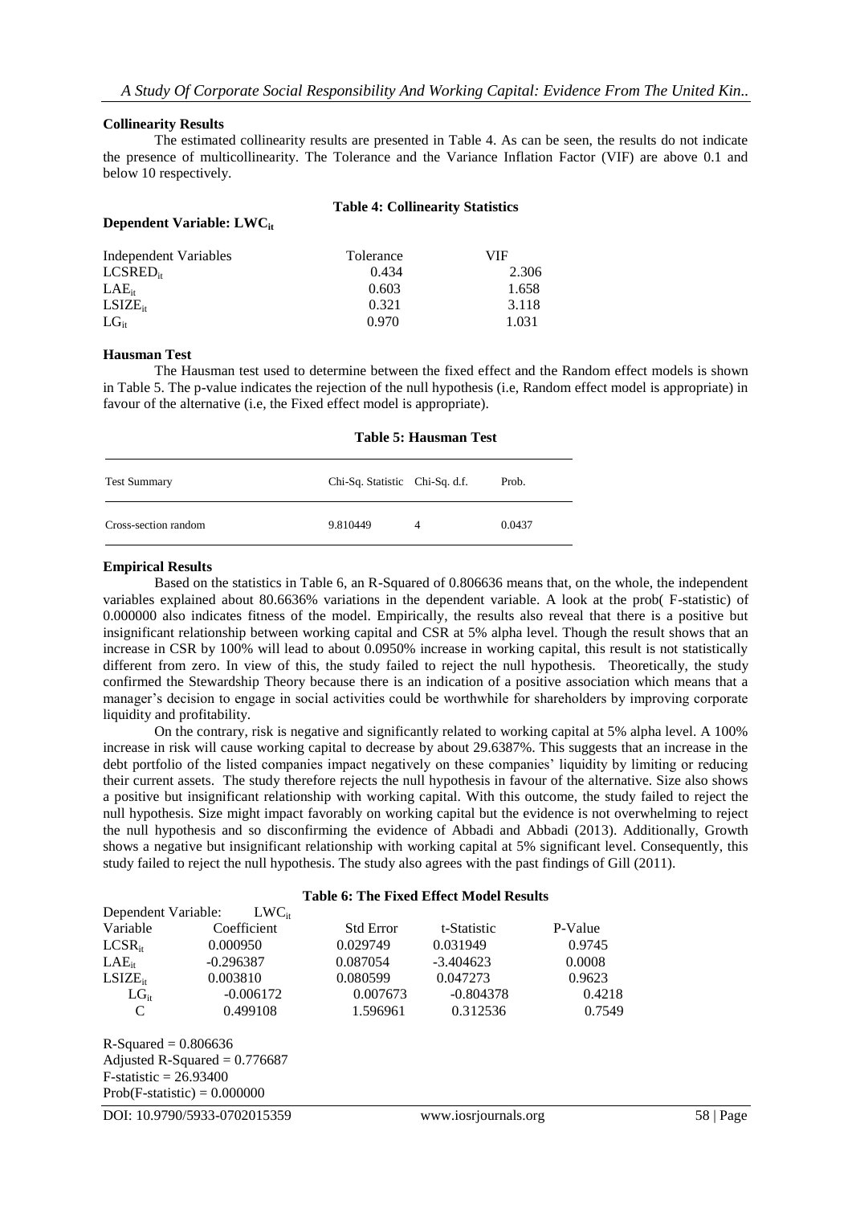**Collinearity Results**

The estimated collinearity results are presented in Table 4. As can be seen, the results do not indicate the presence of multicollinearity. The Tolerance and the Variance Inflation Factor (VIF) are above 0.1 and below 10 respectively.

**Table 4: Collinearity Statistics**

**Dependent Variable: $LWC_{it}$**

| Independent Variables | Tolerance | VIF |
|---|---|---|
| $LCSRED_{it}$ | 0.434 | 2.306 |
| $LAE_{it}$ | 0.603 | 1.658 |
| $LSIZE_{it}$ | 0.321 | 3.118 |
| $LG_{it}$ | 0.970 | 1.031 |

**Hausman Test**

The Hausman test used to determine between the fixed effect and the Random effect models is shown in Table 5. The p-value indicates the rejection of the null hypothesis (i.e, Random effect model is appropriate) in favour of the alternative (i.e, the Fixed effect model is appropriate).

**Table 5: Hausman Test**

| Test Summary | Chi-Sq. Statistic | Chi-Sq. d.f. | Prob. |
|---|---|---|---|
| Cross-section random | 9.810449 | 4 | 0.0437 |

**Empirical Results**

Based on the statistics in Table 6, an R-Squared of 0.806636 means that, on the whole, the independent variables explained about 80.6636% variations in the dependent variable. A look at the prob( F-statistic) of 0.000000 also indicates fitness of the model. Empirically, the results also reveal that there is a positive but insignificant relationship between working capital and CSR at 5% alpha level. Though the result shows that an increase in CSR by 100% will lead to about 0.0950% increase in working capital, this result is not statistically different from zero. In view of this, the study failed to reject the null hypothesis. Theoretically, the study confirmed the Stewardship Theory because there is an indication of a positive association which means that a manager's decision to engage in social activities could be worthwhile for shareholders by improving corporate liquidity and profitability.

On the contrary, risk is negative and significantly related to working capital at 5% alpha level. A 100% increase in risk will cause working capital to decrease by about 29.6387%. This suggests that an increase in the debt portfolio of the listed companies impact negatively on these companies' liquidity by limiting or reducing their current assets. The study therefore rejects the null hypothesis in favour of the alternative. Size also shows a positive but insignificant relationship with working capital. With this outcome, the study failed to reject the null hypothesis. Size might impact favorably on working capital but the evidence is not overwhelming to reject the null hypothesis and so disconfirming the evidence of Abbadi and Abbadi (2013). Additionally, Growth shows a negative but insignificant relationship with working capital at 5% significant level. Consequently, this study failed to reject the null hypothesis. The study also agrees with the past findings of Gill (2011).

**Table 6: The Fixed Effect Model Results**

Dependent Variable: $LWC_{it}$

| Variable | Coefficient | Std Error | t-Statistic | P-Value |
|---|---|---|---|---|
| $LCSR_{it}$ | 0.000950 | 0.029749 | 0.031949 | 0.9745 |
| $LAE_{it}$ | -0.296387 | 0.087054 | -3.404623 | 0.0008 |
| $LSIZE_{it}$ | 0.003810 | 0.080599 | 0.047273 | 0.9623 |
| $LG_{it}$ | -0.006172 | 0.007673 | -0.804378 | 0.4218 |
| C | 0.499108 | 1.596961 | 0.312536 | 0.7549 |

R-Squared = 0.806636
Adjusted R-Squared = 0.776687
F-statistic = 26.93400
Prob(F-statistic) = 0.000000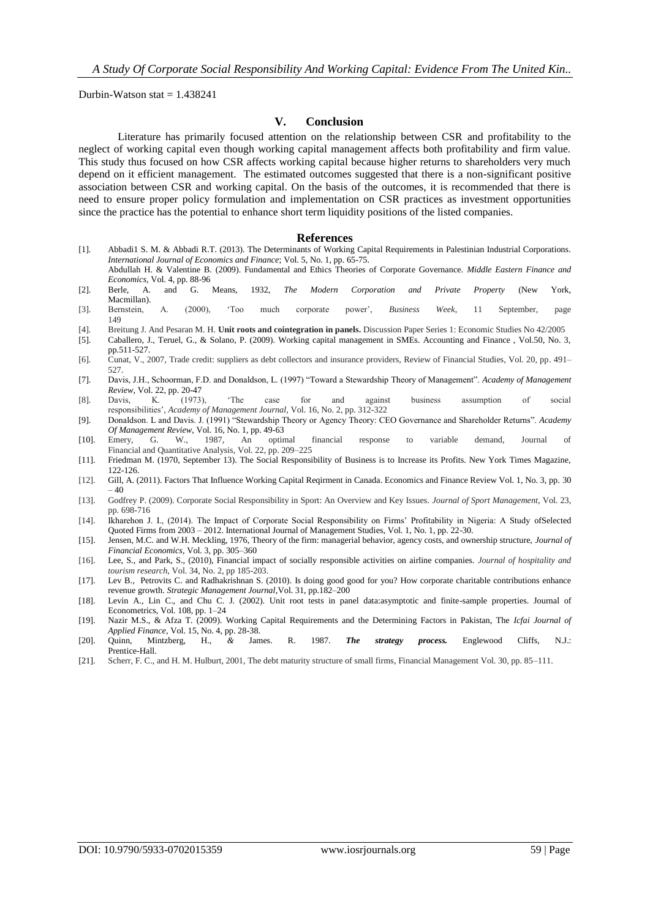Durbin-Watson stat = 1.438241

## V. Conclusion

Literature has primarily focused attention on the relationship between CSR and profitability to the neglect of working capital even though working capital management affects both profitability and firm value. This study thus focused on how CSR affects working capital because higher returns to shareholders very much depend on it efficient management. The estimated outcomes suggested that there is a non-significant positive association between CSR and working capital. On the basis of the outcomes, it is recommended that there is need to ensure proper policy formulation and implementation on CSR practices as investment opportunities since the practice has the potential to enhance short term liquidity positions of the listed companies.

## References

[1]. Abbadi1 S. M. & Abbadi R.T. (2013). The Determinants of Working Capital Requirements in Palestinian Industrial Corporations. *International Journal of Economics and Finance*; Vol. 5, No. 1, pp. 65-75.
Abdullah H. & Valentine B. (2009). Fundamental and Ethics Theories of Corporate Governance. *Middle Eastern Finance and Economics*, Vol. 4, pp. 88-96

[2]. Berle, A. and G. Means, 1932, *The Modern Corporation and Private Property* (New York, Macmillan).

[3]. Bernstein, A. (2000), 'Too much corporate power', *Business Week*, 11 September, page 149

[4]. Breitung J. And Pesaran M. H. **Unit roots and cointegration in panels.** Discussion Paper Series 1: Economic Studies No 42/2005

[5]. Caballero, J., Teruel, G., & Solano, P. (2009). Working capital management in SMEs. Accounting and Finance , Vol.50, No. 3, pp.511-527.

[6]. Cunat, V., 2007, Trade credit: suppliers as debt collectors and insurance providers, Review of Financial Studies, Vol. 20, pp. 491–527.

[7]. Davis, J.H., Schoorman, F.D. and Donaldson, L. (1997) "Toward a Stewardship Theory of Management". *Academy of Management Review*, Vol. 22, pp. 20-47

[8]. Davis, K. (1973), 'The case for and against business assumption of social responsibilities', *Academy of Management Journal*, Vol. 16, No. 2, pp. 312-322

[9]. Donaldson. L and Davis. J. (1991) "Stewardship Theory or Agency Theory: CEO Governance and Shareholder Returns". *Academy Of Management Review*, Vol. 16, No. 1, pp. 49-63

[10]. Emery, G. W., 1987, An optimal financial response to variable demand, Journal of Financial and Quantitative Analysis, Vol. 22, pp. 209–225

[11]. Friedman M. (1970, September 13). The Social Responsibility of Business is to Increase its Profits. New York Times Magazine, 122-126.

[12]. Gill, A. (2011). Factors That Influence Working Capital Reqirment in Canada. Economics and Finance Review Vol. 1, No. 3, pp. 30 – 40

[13]. Godfrey P. (2009). Corporate Social Responsibility in Sport: An Overview and Key Issues. *Journal of Sport Management*, Vol. 23, pp. 698-716

[14]. Ikharehon J. I., (2014). The Impact of Corporate Social Responsibility on Firms' Profitability in Nigeria: A Study ofSelected Quoted Firms from 2003 – 2012. International Journal of Management Studies, Vol. 1, No. 1, pp. 22-30.

[15]. Jensen, M.C. and W.H. Meckling, 1976, Theory of the firm: managerial behavior, agency costs, and ownership structure, *Journal of Financial Economics*, Vol. 3, pp. 305–360

[16]. Lee, S., and Park, S., (2010), Financial impact of socially responsible activities on airline companies. *Journal of hospitality and tourism research*, Vol. 34, No. 2, pp 185-203.

[17]. Lev B., Petrovits C. and Radhakrishnan S. (2010). Is doing good good for you? How corporate charitable contributions enhance revenue growth. *Strategic Management Journal*,Vol. 31, pp.182–200

[18]. Levin A., Lin C., and Chu C. J. (2002). Unit root tests in panel data:asymptotic and finite-sample properties. Journal of Econometrics, Vol. 108, pp. 1–24

[19]. Nazir M.S., & Afza T. (2009). Working Capital Requirements and the Determining Factors in Pakistan, The *Icfai Journal of Applied Finance*, Vol. 15, No. 4, pp. 28-38.

[20]. Quinn, Mintzberg, H., & James. R. 1987. ***The strategy process.*** Englewood Cliffs, N.J.: Prentice-Hall.

[21]. Scherr, F. C., and H. M. Hulburt, 2001, The debt maturity structure of small firms, Financial Management Vol. 30, pp. 85–111.